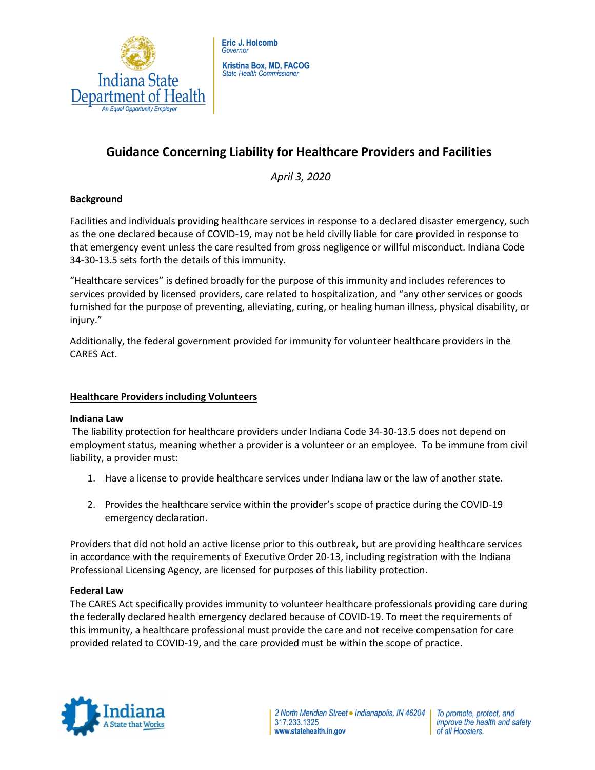Indiana State Department of Health

*An Equal Opportunity Employer*

**Eric J. Holcomb**
*Governor*

**Kristina Box, MD, FACOG**
*State Health Commissioner*

# Guidance Concerning Liability for Healthcare Providers and Facilities

*April 3, 2020*

## Background

Facilities and individuals providing healthcare services in response to a declared disaster emergency, such as the one declared because of COVID-19, may not be held civilly liable for care provided in response to that emergency event unless the care resulted from gross negligence or willful misconduct. Indiana Code 34-30-13.5 sets forth the details of this immunity.

"Healthcare services" is defined broadly for the purpose of this immunity and includes references to services provided by licensed providers, care related to hospitalization, and "any other services or goods furnished for the purpose of preventing, alleviating, curing, or healing human illness, physical disability, or injury."

Additionally, the federal government provided for immunity for volunteer healthcare providers in the CARES Act.

## Healthcare Providers including Volunteers

### Indiana Law

The liability protection for healthcare providers under Indiana Code 34-30-13.5 does not depend on employment status, meaning whether a provider is a volunteer or an employee. To be immune from civil liability, a provider must:

1. Have a license to provide healthcare services under Indiana law or the law of another state.
2. Provides the healthcare service within the provider's scope of practice during the COVID-19 emergency declaration.

Providers that did not hold an active license prior to this outbreak, but are providing healthcare services in accordance with the requirements of Executive Order 20-13, including registration with the Indiana Professional Licensing Agency, are licensed for purposes of this liability protection.

### Federal Law

The CARES Act specifically provides immunity to volunteer healthcare professionals providing care during the federally declared health emergency declared because of COVID-19. To meet the requirements of this immunity, a healthcare professional must provide the care and not receive compensation for care provided related to COVID-19, and the care provided must be within the scope of practice.

Indiana A State that Works

2 North Meridian Street • Indianapolis, IN 46204
317.233.1325
**www.statehealth.in.gov**

*To promote, protect, and improve the health and safety of all Hoosiers.*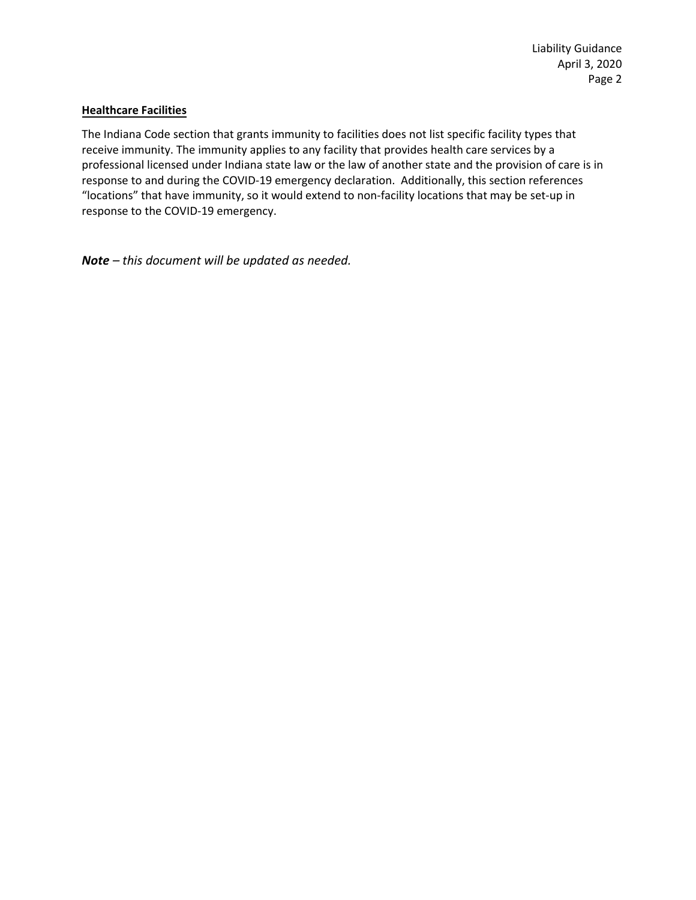**Healthcare Facilities**

The Indiana Code section that grants immunity to facilities does not list specific facility types that receive immunity. The immunity applies to any facility that provides health care services by a professional licensed under Indiana state law or the law of another state and the provision of care is in response to and during the COVID-19 emergency declaration. Additionally, this section references "locations" that have immunity, so it would extend to non-facility locations that may be set-up in response to the COVID-19 emergency.

***Note** – this document will be updated as needed.*